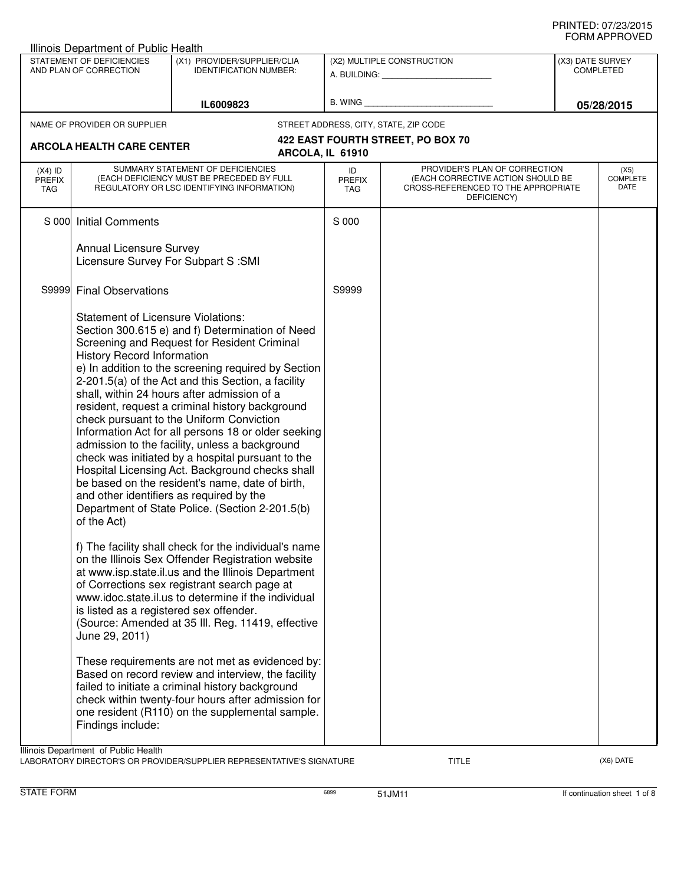PRINTED: 07/23/2015
FORM APPROVED

Illinois Department of Public Health

| STATEMENT OF DEFICIENCIES AND PLAN OF CORRECTION | (X1) PROVIDER/SUPPLIER/CLIA IDENTIFICATION NUMBER: | (X2) MULTIPLE CONSTRUCTION | (X3) DATE SURVEY COMPLETED |
|---|---|---|---|
| | IL6009823 | A. BUILDING: _______ B. WING _______ | 05/28/2015 |

NAME OF PROVIDER OR SUPPLIER: **ARCOLA HEALTH CARE CENTER**

STREET ADDRESS, CITY, STATE, ZIP CODE: **422 EAST FOURTH STREET, PO BOX 70, ARCOLA, IL 61910**

| (X4) ID PREFIX TAG | SUMMARY STATEMENT OF DEFICIENCIES (EACH DEFICIENCY MUST BE PRECEDED BY FULL REGULATORY OR LSC IDENTIFYING INFORMATION) | ID PREFIX TAG | PROVIDER'S PLAN OF CORRECTION (EACH CORRECTIVE ACTION SHOULD BE CROSS-REFERENCED TO THE APPROPRIATE DEFICIENCY) | (X5) COMPLETE DATE |
|---|---|---|---|---|
| S 000 | Initial Comments<br><br>Annual Licensure Survey<br>Licensure Survey For Subpart S :SMI | S 000 | | |
| S9999 | Final Observations<br><br>Statement of Licensure Violations:<br>Section 300.615 e) and f) Determination of Need Screening and Request for Resident Criminal History Record Information<br>e) In addition to the screening required by Section 2-201.5(a) of the Act and this Section, a facility shall, within 24 hours after admission of a resident, request a criminal history background check pursuant to the Uniform Conviction Information Act for all persons 18 or older seeking admission to the facility, unless a background check was initiated by a hospital pursuant to the Hospital Licensing Act. Background checks shall be based on the resident's name, date of birth, and other identifiers as required by the Department of State Police. (Section 2-201.5(b) of the Act)<br><br>f) The facility shall check for the individual's name on the Illinois Sex Offender Registration website at www.isp.state.il.us and the Illinois Department of Corrections sex registrant search page at www.idoc.state.il.us to determine if the individual is listed as a registered sex offender.<br>(Source: Amended at 35 Ill. Reg. 11419, effective June 29, 2011)<br><br>These requirements are not met as evidenced by:<br>Based on record review and interview, the facility failed to initiate a criminal history background check within twenty-four hours after admission for one resident (R110) on the supplemental sample.<br>Findings include: | S9999 | | |

Illinois Department of Public Health
LABORATORY DIRECTOR'S OR PROVIDER/SUPPLIER REPRESENTATIVE'S SIGNATURE | TITLE | (X6) DATE

STATE FORM 6899 51JM11 If continuation sheet 1 of 8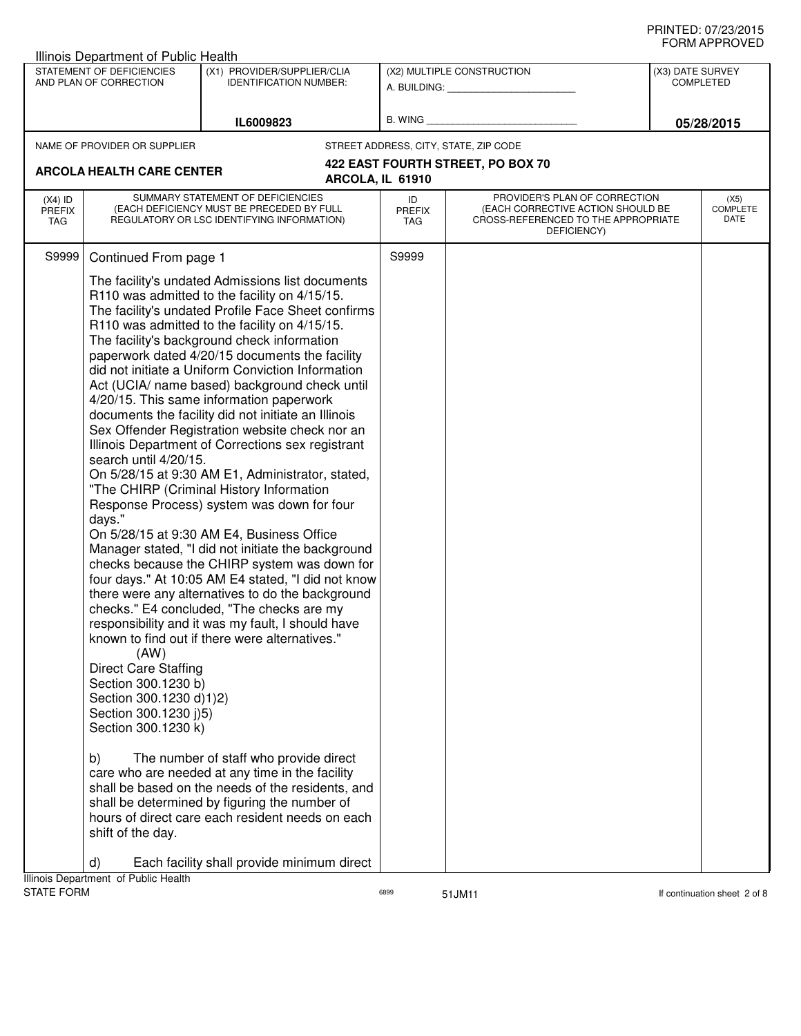Illinois Department of Public Health

| STATEMENT OF DEFICIENCIES AND PLAN OF CORRECTION | (X1) PROVIDER/SUPPLIER/CLIA IDENTIFICATION NUMBER: | (X2) MULTIPLE CONSTRUCTION | (X3) DATE SURVEY COMPLETED |
|---|---|---|---|
| | IL6009823 | A. BUILDING: ______ B. WING ______ | 05/28/2015 |

NAME OF PROVIDER OR SUPPLIER: **ARCOLA HEALTH CARE CENTER**

STREET ADDRESS, CITY, STATE, ZIP CODE: **422 EAST FOURTH STREET, PO BOX 70 ARCOLA, IL 61910**

| (X4) ID PREFIX TAG | SUMMARY STATEMENT OF DEFICIENCIES (EACH DEFICIENCY MUST BE PRECEDED BY FULL REGULATORY OR LSC IDENTIFYING INFORMATION) | ID PREFIX TAG | PROVIDER'S PLAN OF CORRECTION (EACH CORRECTIVE ACTION SHOULD BE CROSS-REFERENCED TO THE APPROPRIATE DEFICIENCY) | (X5) COMPLETE DATE |
|---|---|---|---|---|
| S9999 | Continued From page 1 | S9999 | | |

The facility's undated Admissions list documents R110 was admitted to the facility on 4/15/15. The facility's undated Profile Face Sheet confirms R110 was admitted to the facility on 4/15/15. The facility's background check information paperwork dated 4/20/15 documents the facility did not initiate a Uniform Conviction Information Act (UCIA/ name based) background check until 4/20/15. This same information paperwork documents the facility did not initiate an Illinois Sex Offender Registration website check nor an Illinois Department of Corrections sex registrant search until 4/20/15.

On 5/28/15 at 9:30 AM E1, Administrator, stated, "The CHIRP (Criminal History Information Response Process) system was down for four days."

On 5/28/15 at 9:30 AM E4, Business Office Manager stated, "I did not initiate the background checks because the CHIRP system was down for four days." At 10:05 AM E4 stated, "I did not know there were any alternatives to do the background checks." E4 concluded, "The checks are my responsibility and it was my fault, I should have known to find out if there were alternatives."

(AW)

Direct Care Staffing
Section 300.1230 b)
Section 300.1230 d)1)2)
Section 300.1230 j)5)
Section 300.1230 k)

b) The number of staff who provide direct care who are needed at any time in the facility shall be based on the needs of the residents, and shall be determined by figuring the number of hours of direct care each resident needs on each shift of the day.

d) Each facility shall provide minimum direct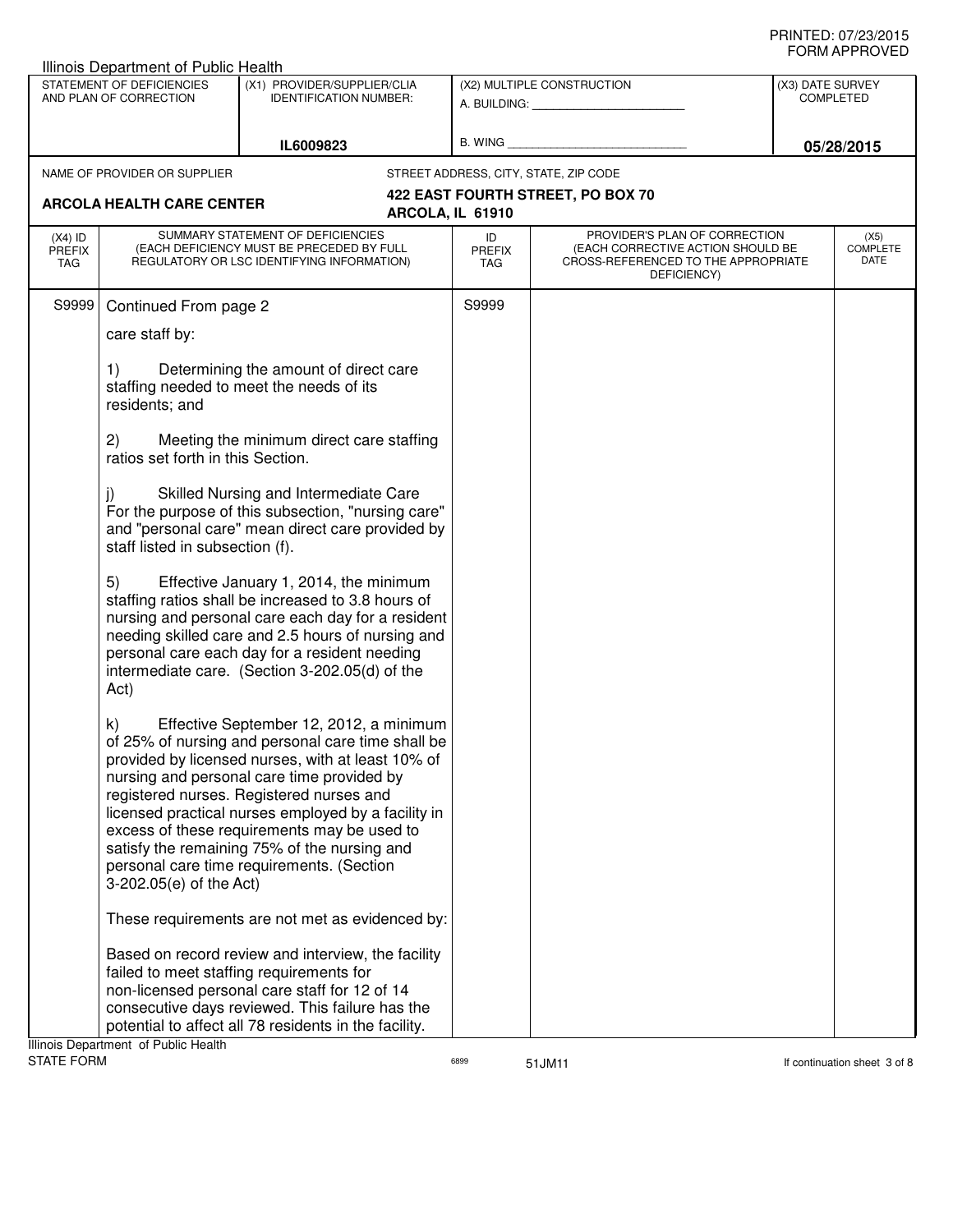Illinois Department of Public Health

| STATEMENT OF DEFICIENCIES AND PLAN OF CORRECTION | (X1) PROVIDER/SUPPLIER/CLIA IDENTIFICATION NUMBER: | (X2) MULTIPLE CONSTRUCTION | (X3) DATE SURVEY COMPLETED |
|---|---|---|---|
| | IL6009823 | A. BUILDING: _______ B. WING _______ | 05/28/2015 |

NAME OF PROVIDER OR SUPPLIER: **ARCOLA HEALTH CARE CENTER**

STREET ADDRESS, CITY, STATE, ZIP CODE: **422 EAST FOURTH STREET, PO BOX 70 ARCOLA, IL 61910**

| (X4) ID PREFIX TAG | SUMMARY STATEMENT OF DEFICIENCIES (EACH DEFICIENCY MUST BE PRECEDED BY FULL REGULATORY OR LSC IDENTIFYING INFORMATION) | ID PREFIX TAG | PROVIDER'S PLAN OF CORRECTION (EACH CORRECTIVE ACTION SHOULD BE CROSS-REFERENCED TO THE APPROPRIATE DEFICIENCY) | (X5) COMPLETE DATE |
|---|---|---|---|---|
| S9999 | Continued From page 2 | S9999 | | |

care staff by:

1) Determining the amount of direct care staffing needed to meet the needs of its residents; and

2) Meeting the minimum direct care staffing ratios set forth in this Section.

j) Skilled Nursing and Intermediate Care
For the purpose of this subsection, "nursing care" and "personal care" mean direct care provided by staff listed in subsection (f).

5) Effective January 1, 2014, the minimum staffing ratios shall be increased to 3.8 hours of nursing and personal care each day for a resident needing skilled care and 2.5 hours of nursing and personal care each day for a resident needing intermediate care. (Section 3-202.05(d) of the Act)

k) Effective September 12, 2012, a minimum of 25% of nursing and personal care time shall be provided by licensed nurses, with at least 10% of nursing and personal care time provided by registered nurses. Registered nurses and licensed practical nurses employed by a facility in excess of these requirements may be used to satisfy the remaining 75% of the nursing and personal care time requirements. (Section 3-202.05(e) of the Act)

These requirements are not met as evidenced by:

Based on record review and interview, the facility failed to meet staffing requirements for non-licensed personal care staff for 12 of 14 consecutive days reviewed. This failure has the potential to affect all 78 residents in the facility.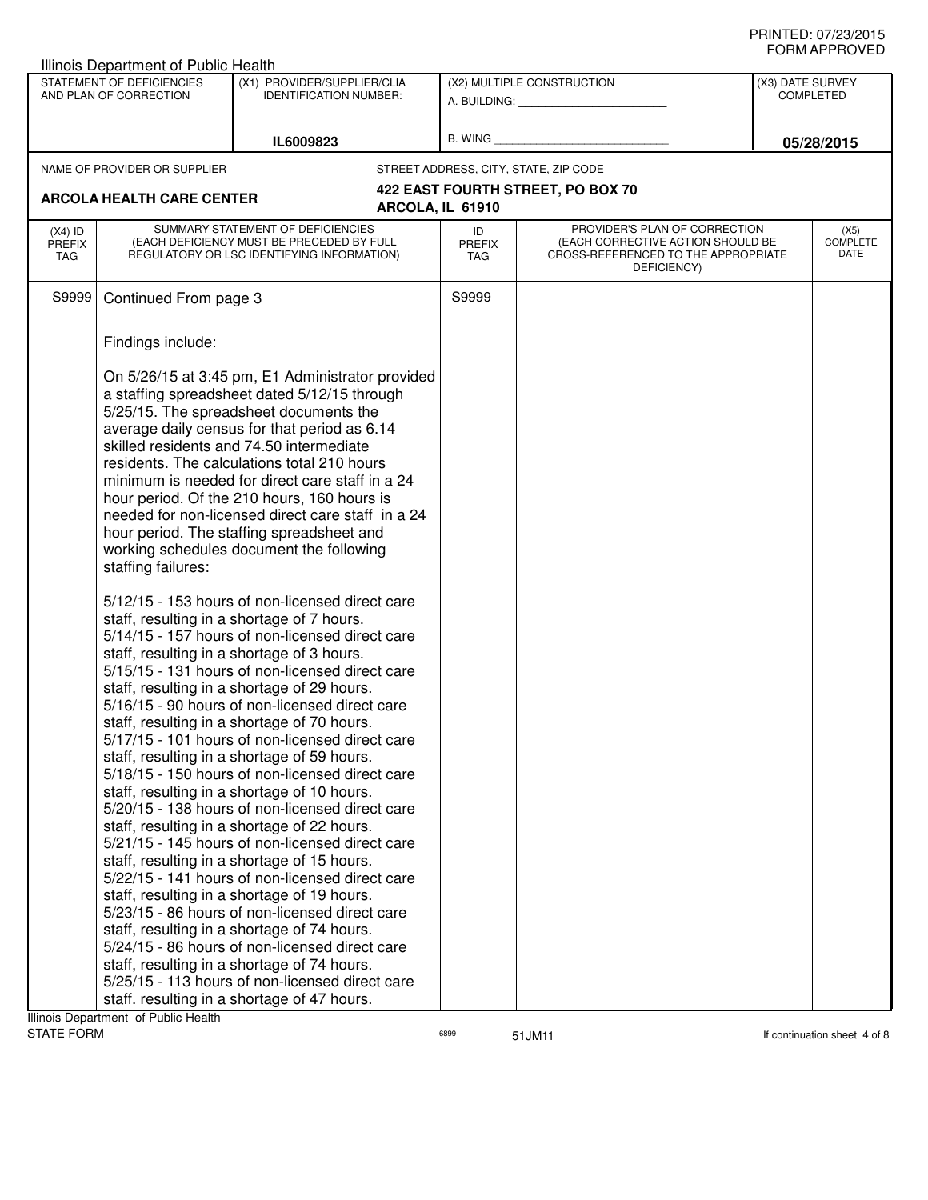Illinois Department of Public Health

| STATEMENT OF DEFICIENCIES AND PLAN OF CORRECTION | (X1) PROVIDER/SUPPLIER/CLIA IDENTIFICATION NUMBER: | (X2) MULTIPLE CONSTRUCTION | (X3) DATE SURVEY COMPLETED |
|---|---|---|---|
| | IL6009823 | A. BUILDING: ______ B. WING ______ | 05/28/2015 |

NAME OF PROVIDER OR SUPPLIER: **ARCOLA HEALTH CARE CENTER**

STREET ADDRESS, CITY, STATE, ZIP CODE: **422 EAST FOURTH STREET, PO BOX 70 ARCOLA, IL 61910**

| (X4) ID PREFIX TAG | SUMMARY STATEMENT OF DEFICIENCIES (EACH DEFICIENCY MUST BE PRECEDED BY FULL REGULATORY OR LSC IDENTIFYING INFORMATION) | ID PREFIX TAG | PROVIDER'S PLAN OF CORRECTION (EACH CORRECTIVE ACTION SHOULD BE CROSS-REFERENCED TO THE APPROPRIATE DEFICIENCY) | (X5) COMPLETE DATE |
|---|---|---|---|---|
| S9999 | Continued From page 3 | S9999 | | |

Findings include:

On 5/26/15 at 3:45 pm, E1 Administrator provided a staffing spreadsheet dated 5/12/15 through 5/25/15. The spreadsheet documents the average daily census for that period as 6.14 skilled residents and 74.50 intermediate residents. The calculations total 210 hours minimum is needed for direct care staff in a 24 hour period. Of the 210 hours, 160 hours is needed for non-licensed direct care staff in a 24 hour period. The staffing spreadsheet and working schedules document the following staffing failures:

5/12/15 - 153 hours of non-licensed direct care staff, resulting in a shortage of 7 hours.
5/14/15 - 157 hours of non-licensed direct care staff, resulting in a shortage of 3 hours.
5/15/15 - 131 hours of non-licensed direct care staff, resulting in a shortage of 29 hours.
5/16/15 - 90 hours of non-licensed direct care staff, resulting in a shortage of 70 hours.
5/17/15 - 101 hours of non-licensed direct care staff, resulting in a shortage of 59 hours.
5/18/15 - 150 hours of non-licensed direct care staff, resulting in a shortage of 10 hours.
5/20/15 - 138 hours of non-licensed direct care staff, resulting in a shortage of 22 hours.
5/21/15 - 145 hours of non-licensed direct care staff, resulting in a shortage of 15 hours.
5/22/15 - 141 hours of non-licensed direct care staff, resulting in a shortage of 19 hours.
5/23/15 - 86 hours of non-licensed direct care staff, resulting in a shortage of 74 hours.
5/24/15 - 86 hours of non-licensed direct care staff, resulting in a shortage of 74 hours.
5/25/15 - 113 hours of non-licensed direct care staff. resulting in a shortage of 47 hours.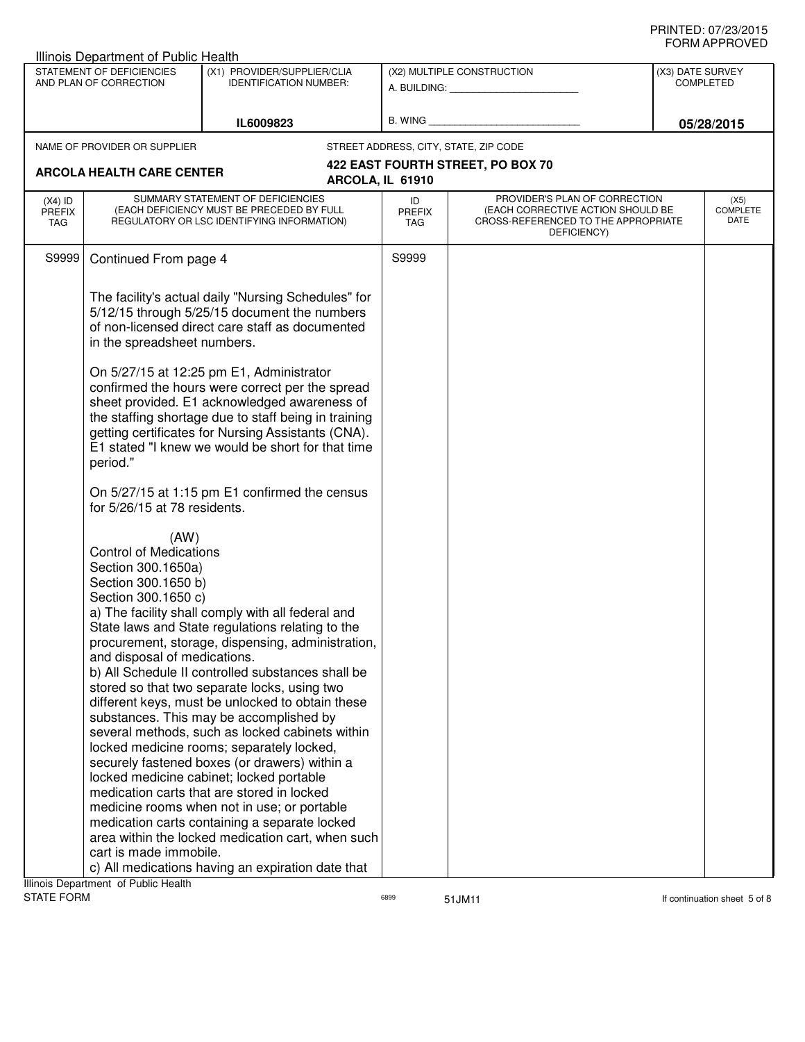Illinois Department of Public Health

| STATEMENT OF DEFICIENCIES AND PLAN OF CORRECTION | (X1) PROVIDER/SUPPLIER/CLIA IDENTIFICATION NUMBER: | (X2) MULTIPLE CONSTRUCTION | (X3) DATE SURVEY COMPLETED |
|---|---|---|---|
| | IL6009823 | A. BUILDING: _______ B. WING _______ | 05/28/2015 |

NAME OF PROVIDER OR SUPPLIER: **ARCOLA HEALTH CARE CENTER**

STREET ADDRESS, CITY, STATE, ZIP CODE: **422 EAST FOURTH STREET, PO BOX 70, ARCOLA, IL 61910**

| (X4) ID PREFIX TAG | SUMMARY STATEMENT OF DEFICIENCIES (EACH DEFICIENCY MUST BE PRECEDED BY FULL REGULATORY OR LSC IDENTIFYING INFORMATION) | ID PREFIX TAG | PROVIDER'S PLAN OF CORRECTION (EACH CORRECTIVE ACTION SHOULD BE CROSS-REFERENCED TO THE APPROPRIATE DEFICIENCY) | (X5) COMPLETE DATE |
|---|---|---|---|---|
| S9999 | Continued From page 4 | S9999 | | |

The facility's actual daily "Nursing Schedules" for 5/12/15 through 5/25/15 document the numbers of non-licensed direct care staff as documented in the spreadsheet numbers.

On 5/27/15 at 12:25 pm E1, Administrator confirmed the hours were correct per the spread sheet provided. E1 acknowledged awareness of the staffing shortage due to staff being in training getting certificates for Nursing Assistants (CNA). E1 stated "I knew we would be short for that time period."

On 5/27/15 at 1:15 pm E1 confirmed the census for 5/26/15 at 78 residents.

(AW)

Control of Medications
Section 300.1650a)
Section 300.1650 b)
Section 300.1650 c)

a) The facility shall comply with all federal and State laws and State regulations relating to the procurement, storage, dispensing, administration, and disposal of medications.

b) All Schedule II controlled substances shall be stored so that two separate locks, using two different keys, must be unlocked to obtain these substances. This may be accomplished by several methods, such as locked cabinets within locked medicine rooms; separately locked, securely fastened boxes (or drawers) within a locked medicine cabinet; locked portable medication carts that are stored in locked medicine rooms when not in use; or portable medication carts containing a separate locked area within the locked medication cart, when such cart is made immobile.

c) All medications having an expiration date that

Illinois Department of Public Health
STATE FORM 6899 51JM11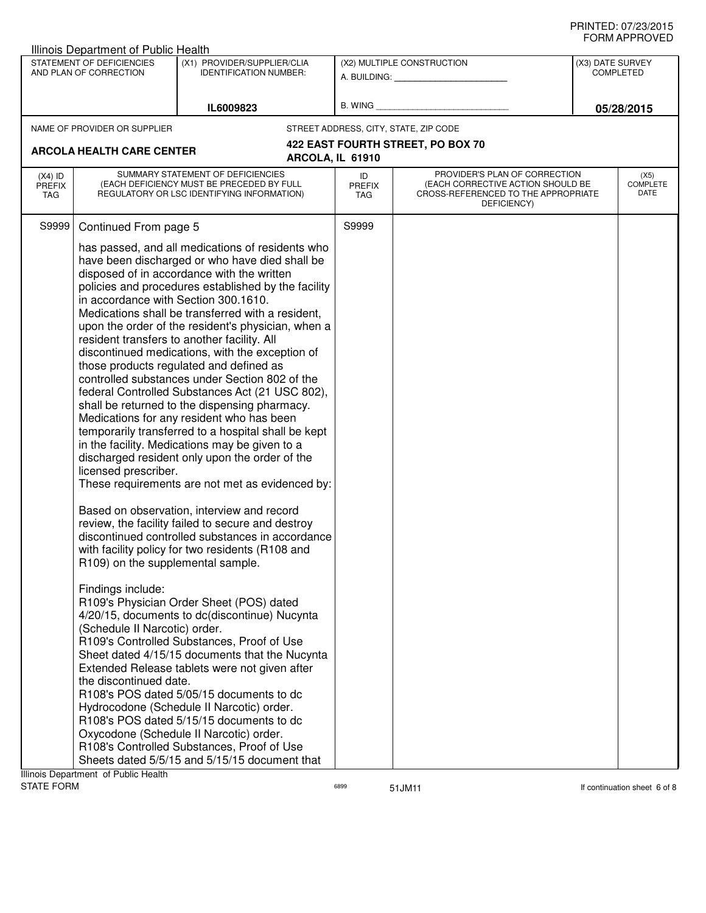Illinois Department of Public Health

| STATEMENT OF DEFICIENCIES AND PLAN OF CORRECTION | (X1) PROVIDER/SUPPLIER/CLIA IDENTIFICATION NUMBER: | (X2) MULTIPLE CONSTRUCTION | (X3) DATE SURVEY COMPLETED |
|---|---|---|---|
| | IL6009823 | A. BUILDING: ______ B. WING ______ | 05/28/2015 |

NAME OF PROVIDER OR SUPPLIER: **ARCOLA HEALTH CARE CENTER**

STREET ADDRESS, CITY, STATE, ZIP CODE: **422 EAST FOURTH STREET, PO BOX 70 ARCOLA, IL 61910**

| (X4) ID PREFIX TAG | SUMMARY STATEMENT OF DEFICIENCIES (EACH DEFICIENCY MUST BE PRECEDED BY FULL REGULATORY OR LSC IDENTIFYING INFORMATION) | ID PREFIX TAG | PROVIDER'S PLAN OF CORRECTION (EACH CORRECTIVE ACTION SHOULD BE CROSS-REFERENCED TO THE APPROPRIATE DEFICIENCY) | (X5) COMPLETE DATE |
|---|---|---|---|---|
| S9999 | Continued From page 5 | S9999 | | |

has passed, and all medications of residents who have been discharged or who have died shall be disposed of in accordance with the written policies and procedures established by the facility in accordance with Section 300.1610. Medications shall be transferred with a resident, upon the order of the resident's physician, when a resident transfers to another facility. All discontinued medications, with the exception of those products regulated and defined as controlled substances under Section 802 of the federal Controlled Substances Act (21 USC 802), shall be returned to the dispensing pharmacy. Medications for any resident who has been temporarily transferred to a hospital shall be kept in the facility. Medications may be given to a discharged resident only upon the order of the licensed prescriber.
These requirements are not met as evidenced by:

Based on observation, interview and record review, the facility failed to secure and destroy discontinued controlled substances in accordance with facility policy for two residents (R108 and R109) on the supplemental sample.

Findings include:
R109's Physician Order Sheet (POS) dated 4/20/15, documents to dc(discontinue) Nucynta (Schedule II Narcotic) order.
R109's Controlled Substances, Proof of Use Sheet dated 4/15/15 documents that the Nucynta Extended Release tablets were not given after the discontinued date.
R108's POS dated 5/05/15 documents to dc Hydrocodone (Schedule II Narcotic) order.
R108's POS dated 5/15/15 documents to dc Oxycodone (Schedule II Narcotic) order.
R108's Controlled Substances, Proof of Use Sheets dated 5/5/15 and 5/15/15 document that

Illinois Department of Public Health
STATE FORM 6899 51JM11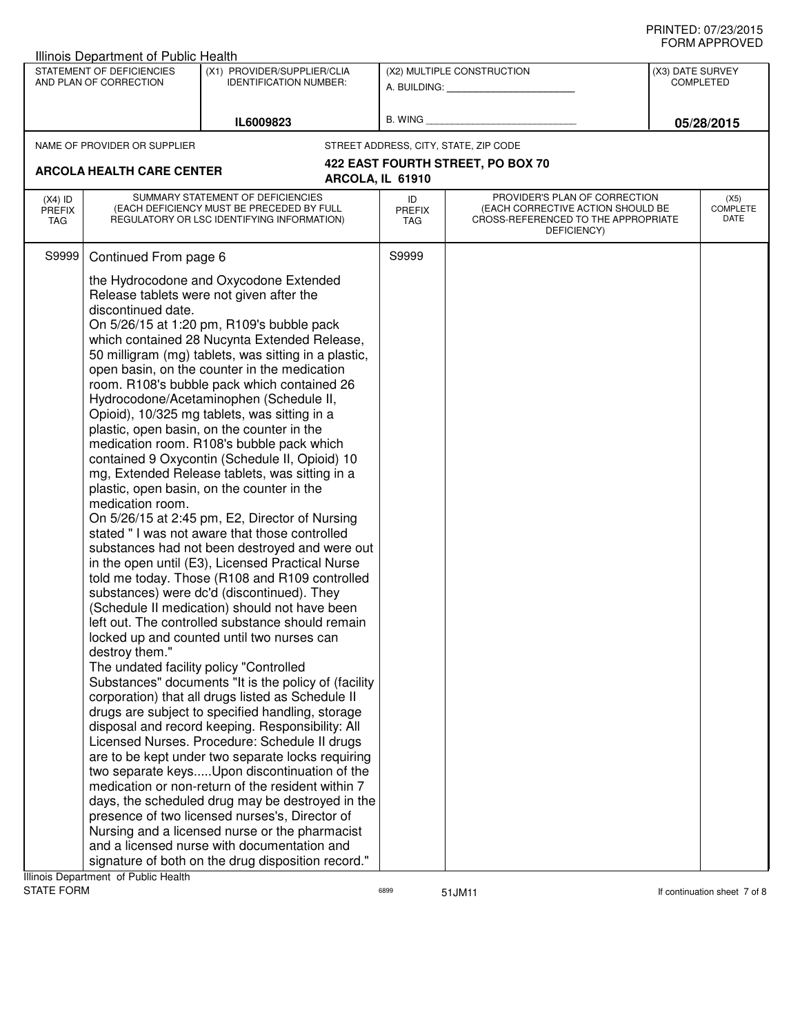Illinois Department of Public Health

| STATEMENT OF DEFICIENCIES AND PLAN OF CORRECTION | (X1) PROVIDER/SUPPLIER/CLIA IDENTIFICATION NUMBER: | (X2) MULTIPLE CONSTRUCTION | (X3) DATE SURVEY COMPLETED |
|---|---|---|---|
| | IL6009823 | A. BUILDING: ___ B. WING ___ | 05/28/2015 |

NAME OF PROVIDER OR SUPPLIER: **ARCOLA HEALTH CARE CENTER**

STREET ADDRESS, CITY, STATE, ZIP CODE: **422 EAST FOURTH STREET, PO BOX 70, ARCOLA, IL 61910**

| (X4) ID PREFIX TAG | SUMMARY STATEMENT OF DEFICIENCIES (EACH DEFICIENCY MUST BE PRECEDED BY FULL REGULATORY OR LSC IDENTIFYING INFORMATION) | ID PREFIX TAG | PROVIDER'S PLAN OF CORRECTION (EACH CORRECTIVE ACTION SHOULD BE CROSS-REFERENCED TO THE APPROPRIATE DEFICIENCY) | (X5) COMPLETE DATE |
|---|---|---|---|---|
| S9999 | Continued From page 6<br><br>the Hydrocodone and Oxycodone Extended Release tablets were not given after the discontinued date.<br>On 5/26/15 at 1:20 pm, R109's bubble pack which contained 28 Nucynta Extended Release, 50 milligram (mg) tablets, was sitting in a plastic, open basin, on the counter in the medication room. R108's bubble pack which contained 26 Hydrocodone/Acetaminophen (Schedule II, Opioid), 10/325 mg tablets, was sitting in a plastic, open basin, on the counter in the medication room. R108's bubble pack which contained 9 Oxycontin (Schedule II, Opioid) 10 mg, Extended Release tablets, was sitting in a plastic, open basin, on the counter in the medication room.<br>On 5/26/15 at 2:45 pm, E2, Director of Nursing stated " I was not aware that those controlled substances had not been destroyed and were out in the open until (E3), Licensed Practical Nurse told me today. Those (R108 and R109 controlled substances) were dc'd (discontinued). They (Schedule II medication) should not have been left out. The controlled substance should remain locked up and counted until two nurses can destroy them."<br>The undated facility policy "Controlled Substances" documents "It is the policy of (facility corporation) that all drugs listed as Schedule II drugs are subject to specified handling, storage disposal and record keeping. Responsibility: All Licensed Nurses. Procedure: Schedule II drugs are to be kept under two separate locks requiring two separate keys.....Upon discontinuation of the medication or non-return of the resident within 7 days, the scheduled drug may be destroyed in the presence of two licensed nurses's, Director of Nursing and a licensed nurse or the pharmacist and a licensed nurse with documentation and signature of both on the drug disposition record." | S9999 | | |

Illinois Department of Public Health
STATE FORM 6899 51JM11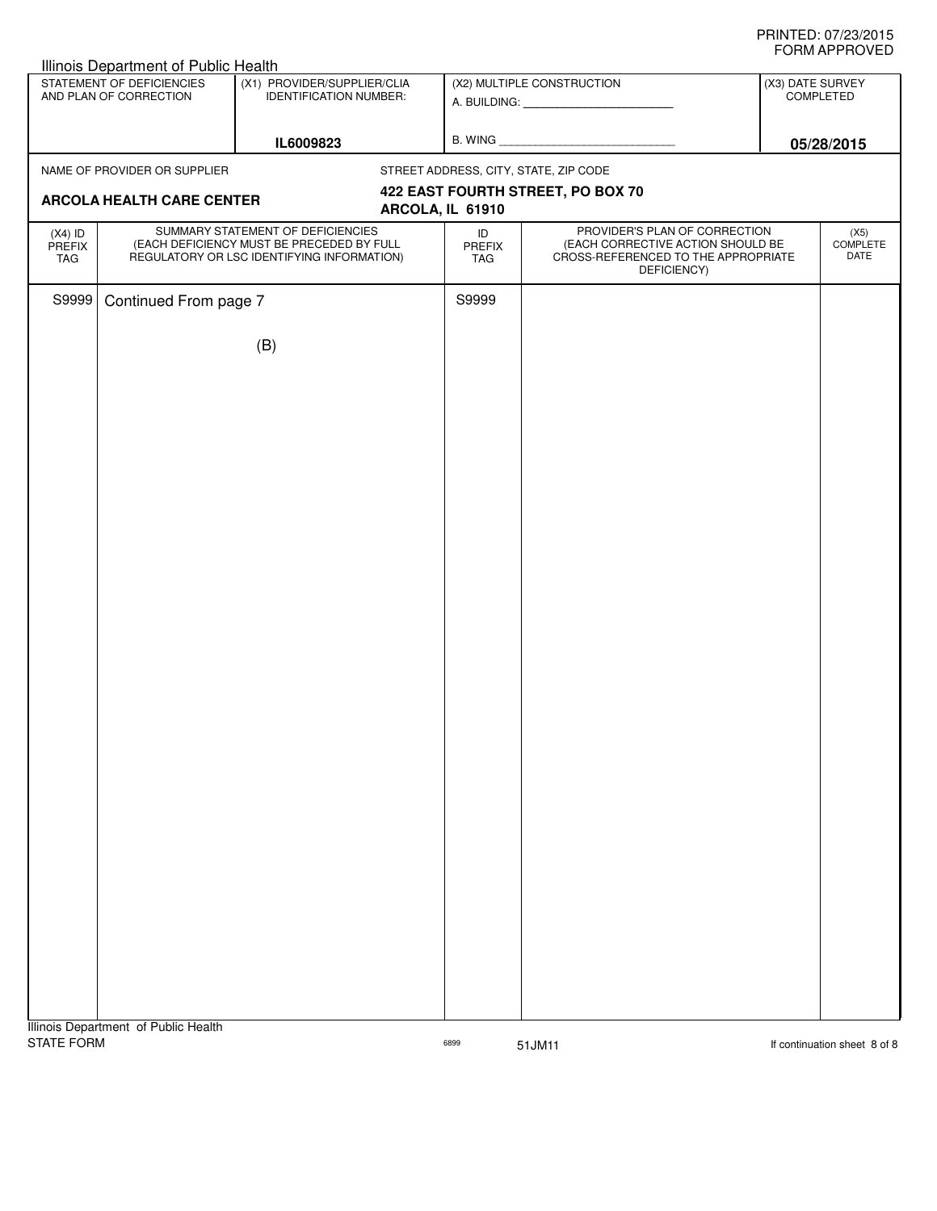Illinois Department of Public Health

| STATEMENT OF DEFICIENCIES AND PLAN OF CORRECTION | (X1) PROVIDER/SUPPLIER/CLIA IDENTIFICATION NUMBER: | (X2) MULTIPLE CONSTRUCTION | (X3) DATE SURVEY COMPLETED |
|---|---|---|---|
| | IL6009823 | A. BUILDING: ______ B. WING ______ | 05/28/2015 |

NAME OF PROVIDER OR SUPPLIER: **ARCOLA HEALTH CARE CENTER**

STREET ADDRESS, CITY, STATE, ZIP CODE: **422 EAST FOURTH STREET, PO BOX 70, ARCOLA, IL 61910**

| (X4) ID PREFIX TAG | SUMMARY STATEMENT OF DEFICIENCIES (EACH DEFICIENCY MUST BE PRECEDED BY FULL REGULATORY OR LSC IDENTIFYING INFORMATION) | ID PREFIX TAG | PROVIDER'S PLAN OF CORRECTION (EACH CORRECTIVE ACTION SHOULD BE CROSS-REFERENCED TO THE APPROPRIATE DEFICIENCY) | (X5) COMPLETE DATE |
|---|---|---|---|---|
| S9999 | Continued From page 7<br><br>(B) | S9999 | | |

Illinois Department of Public Health
STATE FORM 6899 51JM11